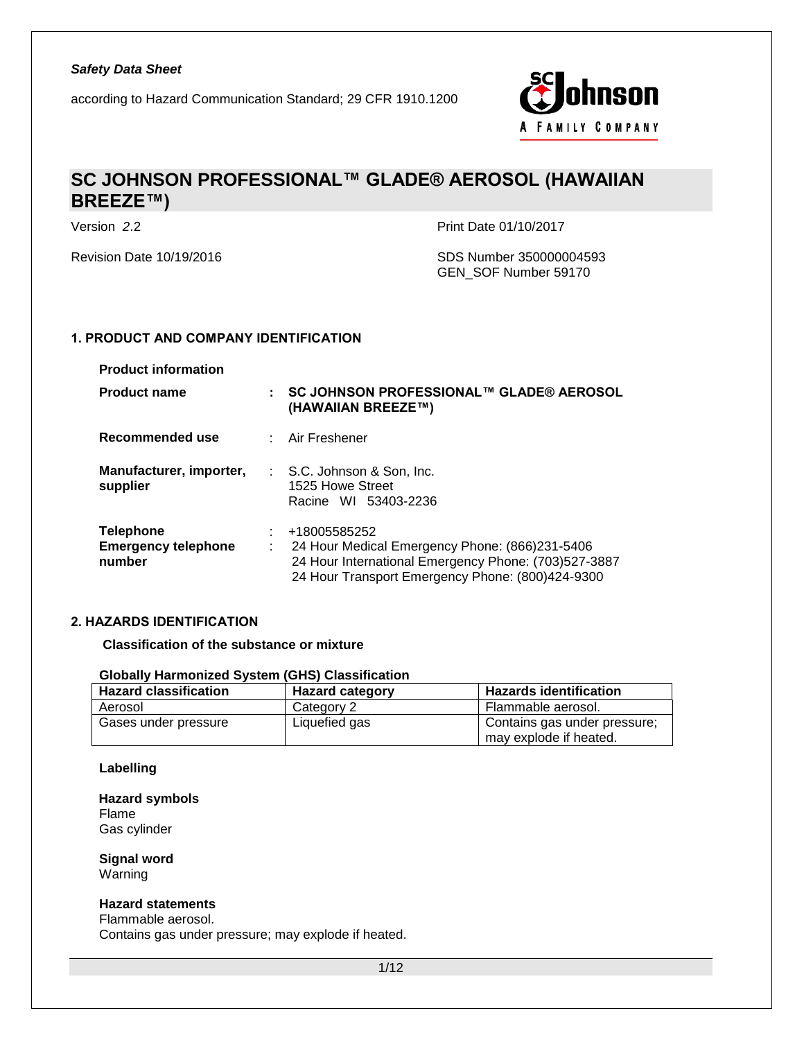*Safety Data Sheet*

according to Hazard Communication Standard; 29 CFR 1910.1200

# SC JOHNSON PROFESSIONAL™ GLADE® AEROSOL (HAWAIIAN BREEZE™)

Version 2.2

Print Date 01/10/2017

Revision Date 10/19/2016

SDS Number 350000004593
GEN_SOF Number 59170

## 1. PRODUCT AND COMPANY IDENTIFICATION

**Product information**

**Product name** : **SC JOHNSON PROFESSIONAL™ GLADE® AEROSOL (HAWAIIAN BREEZE™)**

**Recommended use** : Air Freshener

**Manufacturer, importer, supplier** : S.C. Johnson & Son, Inc.
1525 Howe Street
Racine WI 53403-2236

**Telephone** : +18005585252

**Emergency telephone number** : 24 Hour Medical Emergency Phone: (866)231-5406
24 Hour International Emergency Phone: (703)527-3887
24 Hour Transport Emergency Phone: (800)424-9300

## 2. HAZARDS IDENTIFICATION

**Classification of the substance or mixture**

**Globally Harmonized System (GHS) Classification**

| Hazard classification | Hazard category | Hazards identification |
|---|---|---|
| Aerosol | Category 2 | Flammable aerosol. |
| Gases under pressure | Liquefied gas | Contains gas under pressure; may explode if heated. |

**Labelling**

**Hazard symbols**
Flame
Gas cylinder

**Signal word**
Warning

**Hazard statements**
Flammable aerosol.
Contains gas under pressure; may explode if heated.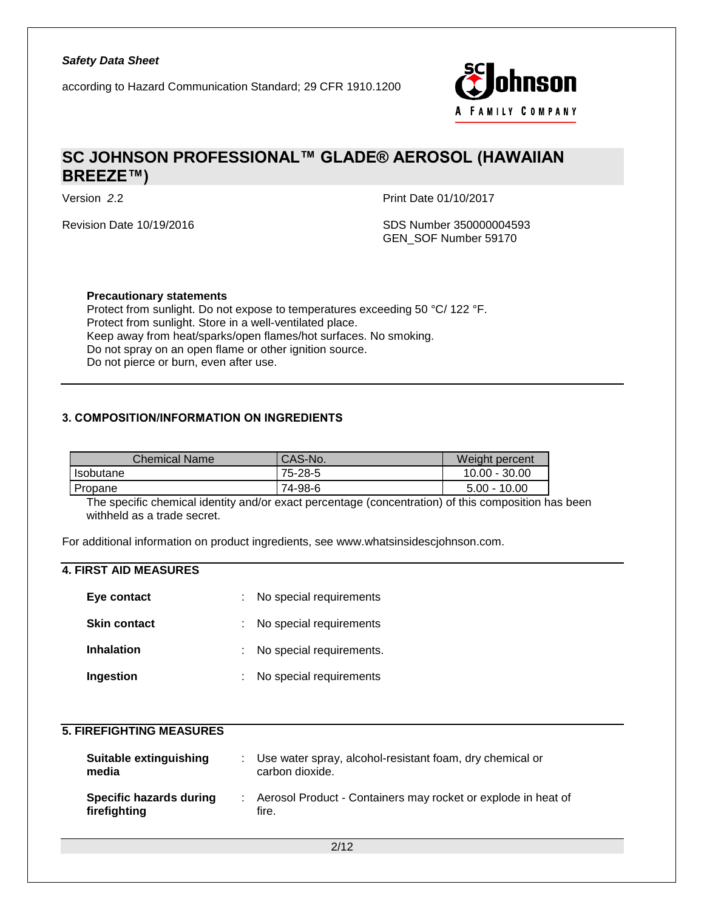**Precautionary statements**

Protect from sunlight. Do not expose to temperatures exceeding 50 °C/ 122 °F.
Protect from sunlight. Store in a well-ventilated place.
Keep away from heat/sparks/open flames/hot surfaces. No smoking.
Do not spray on an open flame or other ignition source.
Do not pierce or burn, even after use.

## 3. COMPOSITION/INFORMATION ON INGREDIENTS

| Chemical Name | CAS-No. | Weight percent |
| --- | --- | --- |
| Isobutane | 75-28-5 | 10.00 - 30.00 |
| Propane | 74-98-6 | 5.00 - 10.00 |

The specific chemical identity and/or exact percentage (concentration) of this composition has been withheld as a trade secret.

For additional information on product ingredients, see www.whatsinsidescjohnson.com.

## 4. FIRST AID MEASURES

**Eye contact** : No special requirements

**Skin contact** : No special requirements

**Inhalation** : No special requirements.

**Ingestion** : No special requirements

## 5. FIREFIGHTING MEASURES

**Suitable extinguishing media** : Use water spray, alcohol-resistant foam, dry chemical or carbon dioxide.

**Specific hazards during firefighting** : Aerosol Product - Containers may rocket or explode in heat of fire.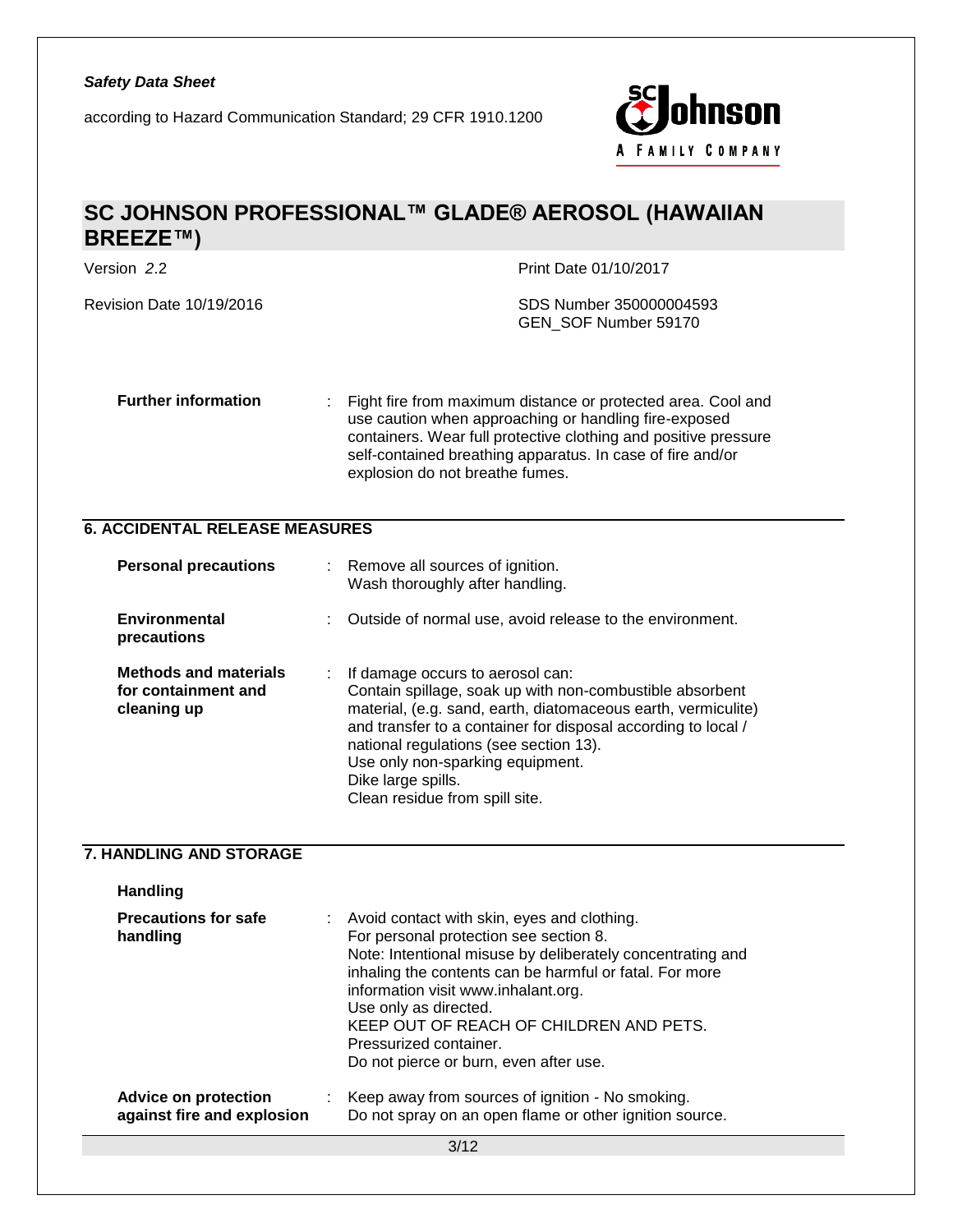| | |
|---|---|
| **Further information** | Fight fire from maximum distance or protected area. Cool and use caution when approaching or handling fire-exposed containers. Wear full protective clothing and positive pressure self-contained breathing apparatus. In case of fire and/or explosion do not breathe fumes. |

## 6. ACCIDENTAL RELEASE MEASURES

| | |
|---|---|
| **Personal precautions** | Remove all sources of ignition.<br>Wash thoroughly after handling. |
| **Environmental precautions** | Outside of normal use, avoid release to the environment. |
| **Methods and materials for containment and cleaning up** | If damage occurs to aerosol can:<br>Contain spillage, soak up with non-combustible absorbent material, (e.g. sand, earth, diatomaceous earth, vermiculite) and transfer to a container for disposal according to local / national regulations (see section 13).<br>Use only non-sparking equipment.<br>Dike large spills.<br>Clean residue from spill site. |

## 7. HANDLING AND STORAGE

### Handling

| | |
|---|---|
| **Precautions for safe handling** | Avoid contact with skin, eyes and clothing.<br>For personal protection see section 8.<br>Note: Intentional misuse by deliberately concentrating and inhaling the contents can be harmful or fatal. For more information visit www.inhalant.org.<br>Use only as directed.<br>KEEP OUT OF REACH OF CHILDREN AND PETS.<br>Pressurized container.<br>Do not pierce or burn, even after use. |
| **Advice on protection against fire and explosion** | Keep away from sources of ignition - No smoking.<br>Do not spray on an open flame or other ignition source. |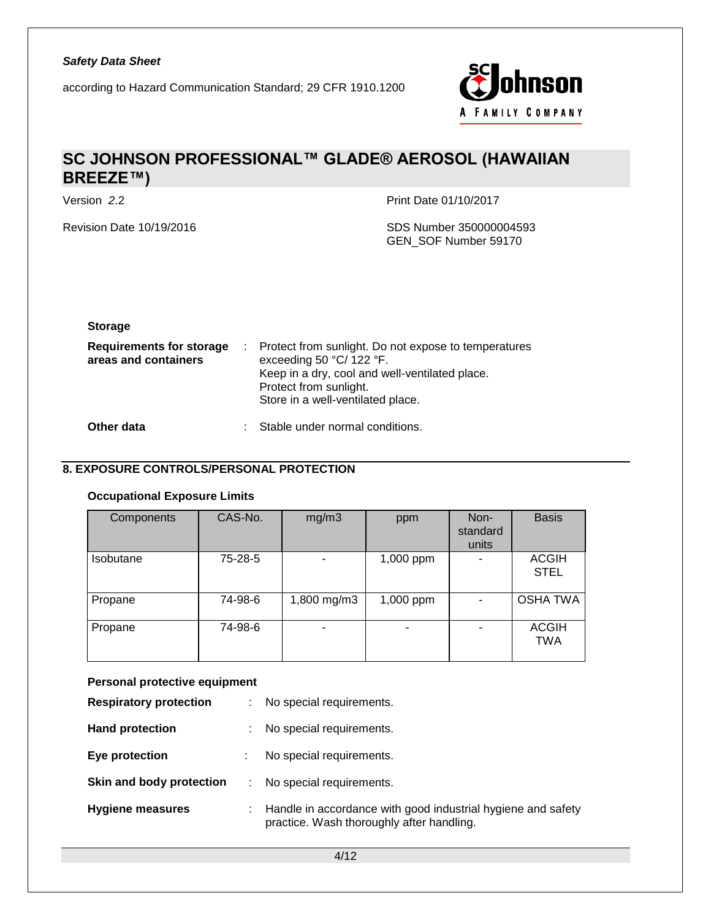### Storage

**Requirements for storage areas and containers** : Protect from sunlight. Do not expose to temperatures exceeding 50 °C/ 122 °F.
Keep in a dry, cool and well-ventilated place.
Protect from sunlight.
Store in a well-ventilated place.

**Other data** : Stable under normal conditions.

## 8. EXPOSURE CONTROLS/PERSONAL PROTECTION

### Occupational Exposure Limits

| Components | CAS-No. | mg/m3 | ppm | Non-standard units | Basis |
|---|---|---|---|---|---|
| Isobutane | 75-28-5 | - | 1,000 ppm | - | ACGIH STEL |
| Propane | 74-98-6 | 1,800 mg/m3 | 1,000 ppm | - | OSHA TWA |
| Propane | 74-98-6 | - | - | - | ACGIH TWA |

### Personal protective equipment

**Respiratory protection** : No special requirements.

**Hand protection** : No special requirements.

**Eye protection** : No special requirements.

**Skin and body protection** : No special requirements.

**Hygiene measures** : Handle in accordance with good industrial hygiene and safety practice. Wash thoroughly after handling.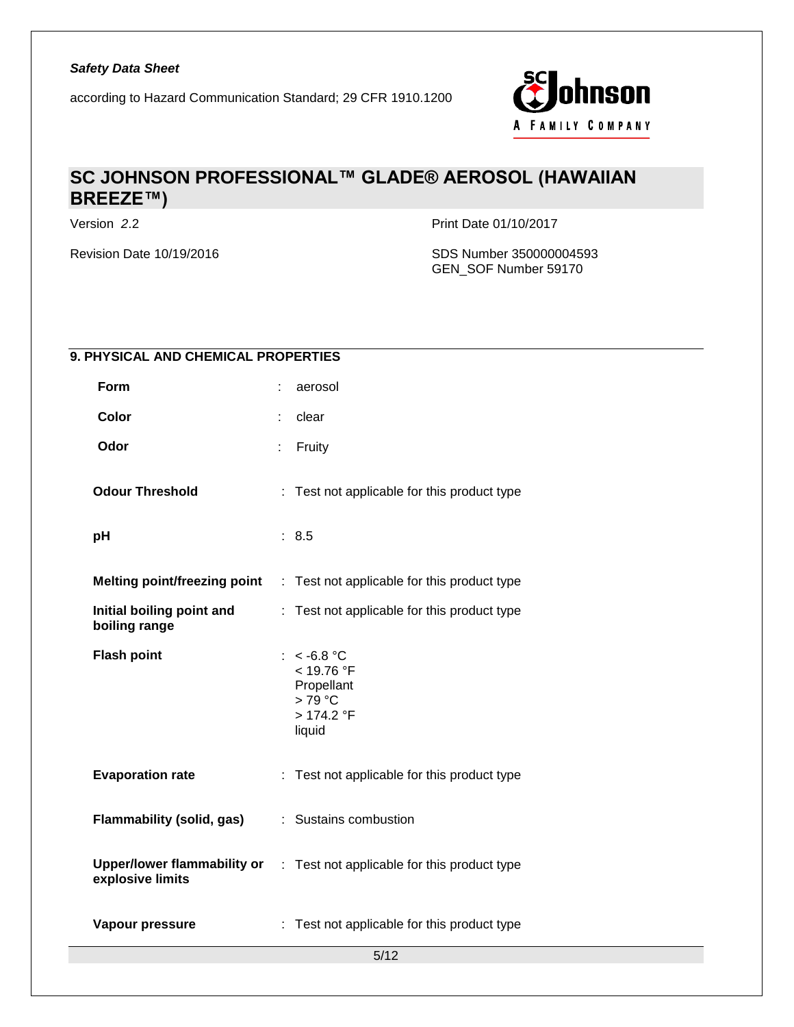*Safety Data Sheet*

according to Hazard Communication Standard; 29 CFR 1910.1200

## SC JOHNSON PROFESSIONAL™ GLADE® AEROSOL (HAWAIIAN BREEZE™)

Version *2.2*

Revision Date 10/19/2016

Print Date 01/10/2017

SDS Number 350000004593
GEN_SOF Number 59170

### 9. PHYSICAL AND CHEMICAL PROPERTIES

| | | |
|---|---|---|
| **Form** | : | aerosol |
| **Color** | : | clear |
| **Odor** | : | Fruity |
| **Odour Threshold** | : | Test not applicable for this product type |
| **pH** | : | 8.5 |
| **Melting point/freezing point** | : | Test not applicable for this product type |
| **Initial boiling point and boiling range** | : | Test not applicable for this product type |
| **Flash point** | : | < -6.8 °C<br>< 19.76 °F<br>Propellant<br>> 79 °C<br>> 174.2 °F<br>liquid |
| **Evaporation rate** | : | Test not applicable for this product type |
| **Flammability (solid, gas)** | : | Sustains combustion |
| **Upper/lower flammability or explosive limits** | : | Test not applicable for this product type |
| **Vapour pressure** | : | Test not applicable for this product type |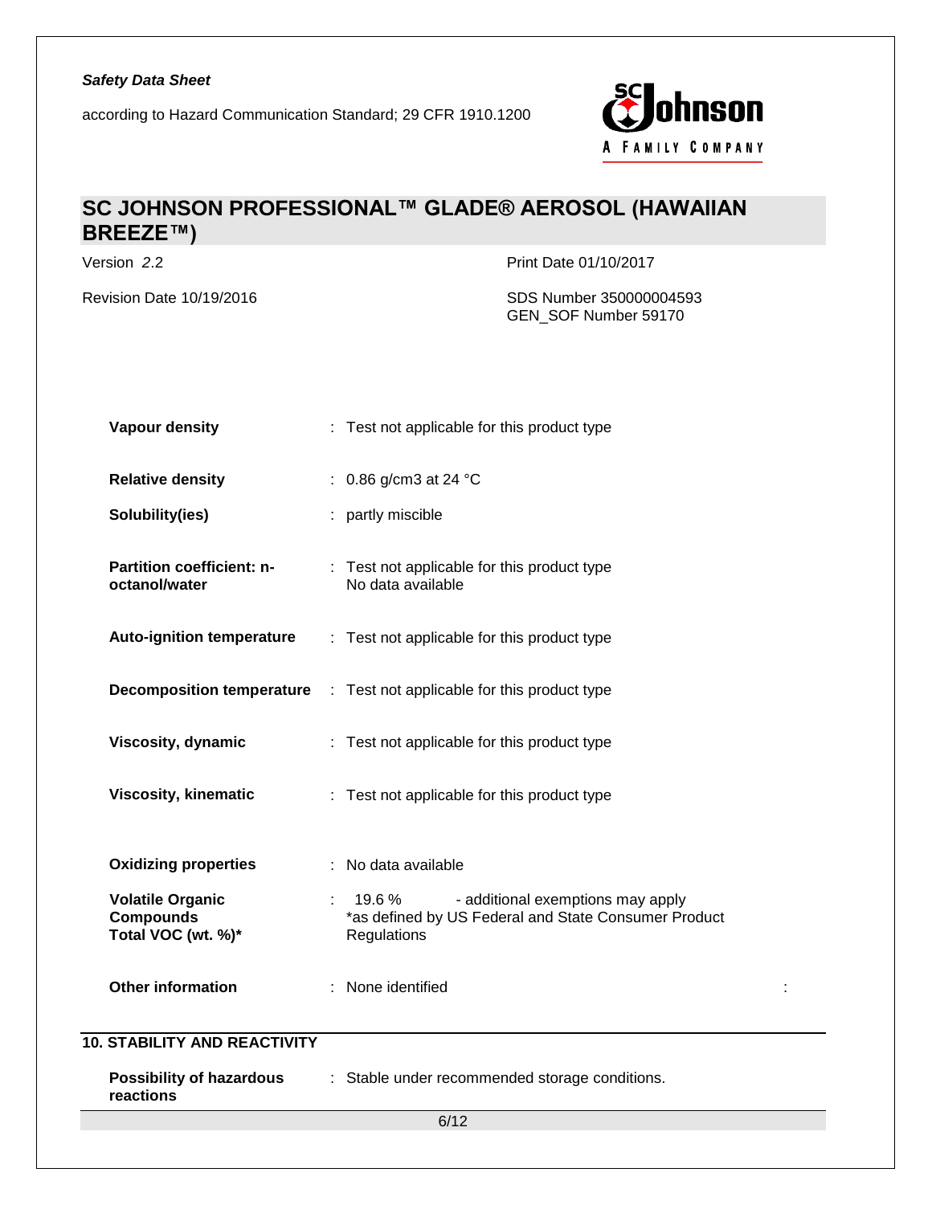| | | |
|---|---|---|
| **Vapour density** | : | Test not applicable for this product type |
| **Relative density** | : | 0.86 g/cm3 at 24 °C |
| **Solubility(ies)** | : | partly miscible |
| **Partition coefficient: n-octanol/water** | : | Test not applicable for this product type<br>No data available |
| **Auto-ignition temperature** | : | Test not applicable for this product type |
| **Decomposition temperature** | : | Test not applicable for this product type |
| **Viscosity, dynamic** | : | Test not applicable for this product type |
| **Viscosity, kinematic** | : | Test not applicable for this product type |
| **Oxidizing properties** | : | No data available |
| **Volatile Organic Compounds Total VOC (wt. %)*** | : | 19.6 % - additional exemptions may apply<br>*as defined by US Federal and State Consumer Product Regulations |
| **Other information** | : | None identified |

## 10. STABILITY AND REACTIVITY

| | | |
|---|---|---|
| **Possibility of hazardous reactions** | : | Stable under recommended storage conditions. |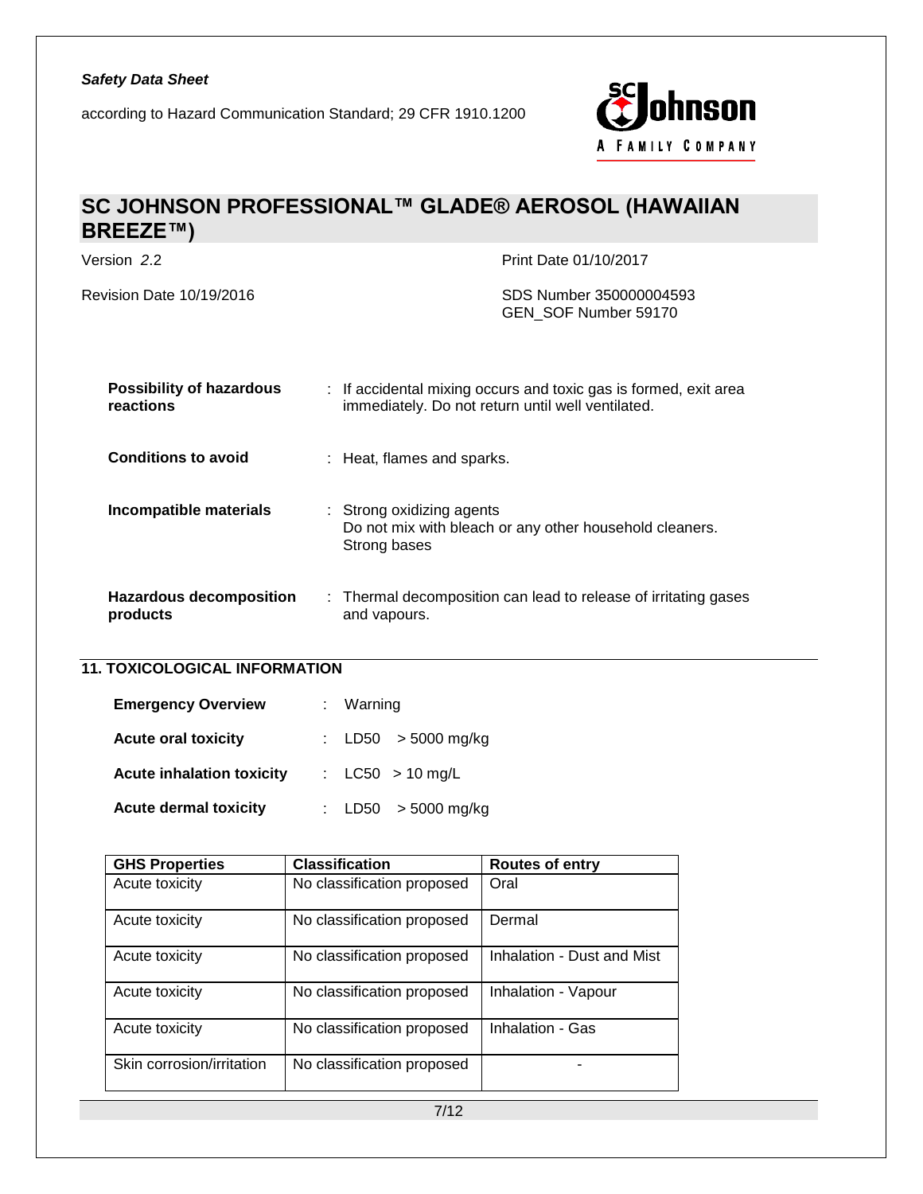| | | |
|---|---|---|
| **Possibility of hazardous reactions** | : | If accidental mixing occurs and toxic gas is formed, exit area immediately. Do not return until well ventilated. |
| **Conditions to avoid** | : | Heat, flames and sparks. |
| **Incompatible materials** | : | Strong oxidizing agents<br>Do not mix with bleach or any other household cleaners.<br>Strong bases |
| **Hazardous decomposition products** | : | Thermal decomposition can lead to release of irritating gases and vapours. |

## 11. TOXICOLOGICAL INFORMATION

| | | |
|---|---|---|
| **Emergency Overview** | : | Warning |
| **Acute oral toxicity** | : | LD50 > 5000 mg/kg |
| **Acute inhalation toxicity** | : | LC50 > 10 mg/L |
| **Acute dermal toxicity** | : | LD50 > 5000 mg/kg |

| GHS Properties | Classification | Routes of entry |
|---|---|---|
| Acute toxicity | No classification proposed | Oral |
| Acute toxicity | No classification proposed | Dermal |
| Acute toxicity | No classification proposed | Inhalation - Dust and Mist |
| Acute toxicity | No classification proposed | Inhalation - Vapour |
| Acute toxicity | No classification proposed | Inhalation - Gas |
| Skin corrosion/irritation | No classification proposed | - |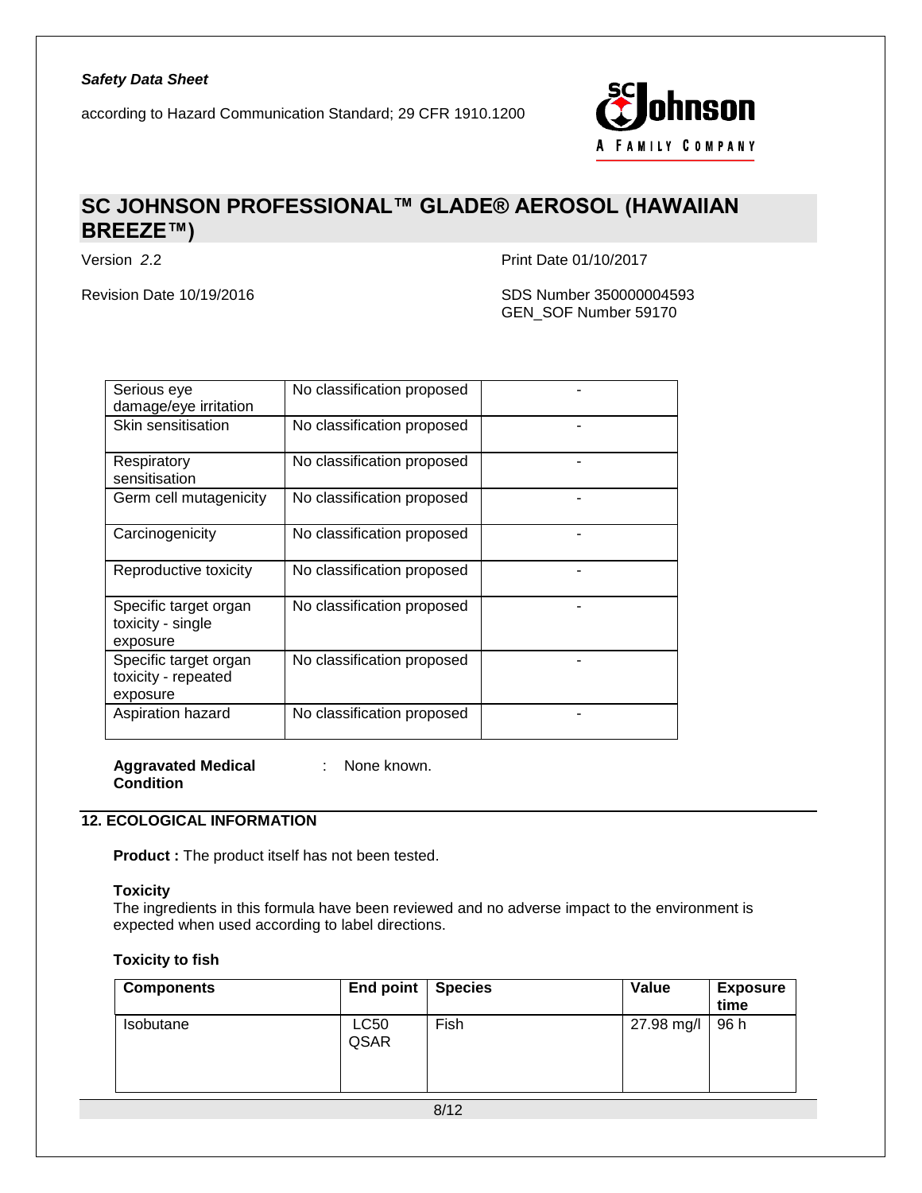| | | |
|---|---|---|
| Serious eye damage/eye irritation | No classification proposed | - |
| Skin sensitisation | No classification proposed | - |
| Respiratory sensitisation | No classification proposed | - |
| Germ cell mutagenicity | No classification proposed | - |
| Carcinogenicity | No classification proposed | - |
| Reproductive toxicity | No classification proposed | - |
| Specific target organ toxicity - single exposure | No classification proposed | - |
| Specific target organ toxicity - repeated exposure | No classification proposed | - |
| Aspiration hazard | No classification proposed | - |

**Aggravated Medical Condition** : None known.

## 12. ECOLOGICAL INFORMATION

**Product :** The product itself has not been tested.

**Toxicity**
The ingredients in this formula have been reviewed and no adverse impact to the environment is expected when used according to label directions.

**Toxicity to fish**

| Components | End point | Species | Value | Exposure time |
|---|---|---|---|---|
| Isobutane | LC50 QSAR | Fish | 27.98 mg/l | 96 h |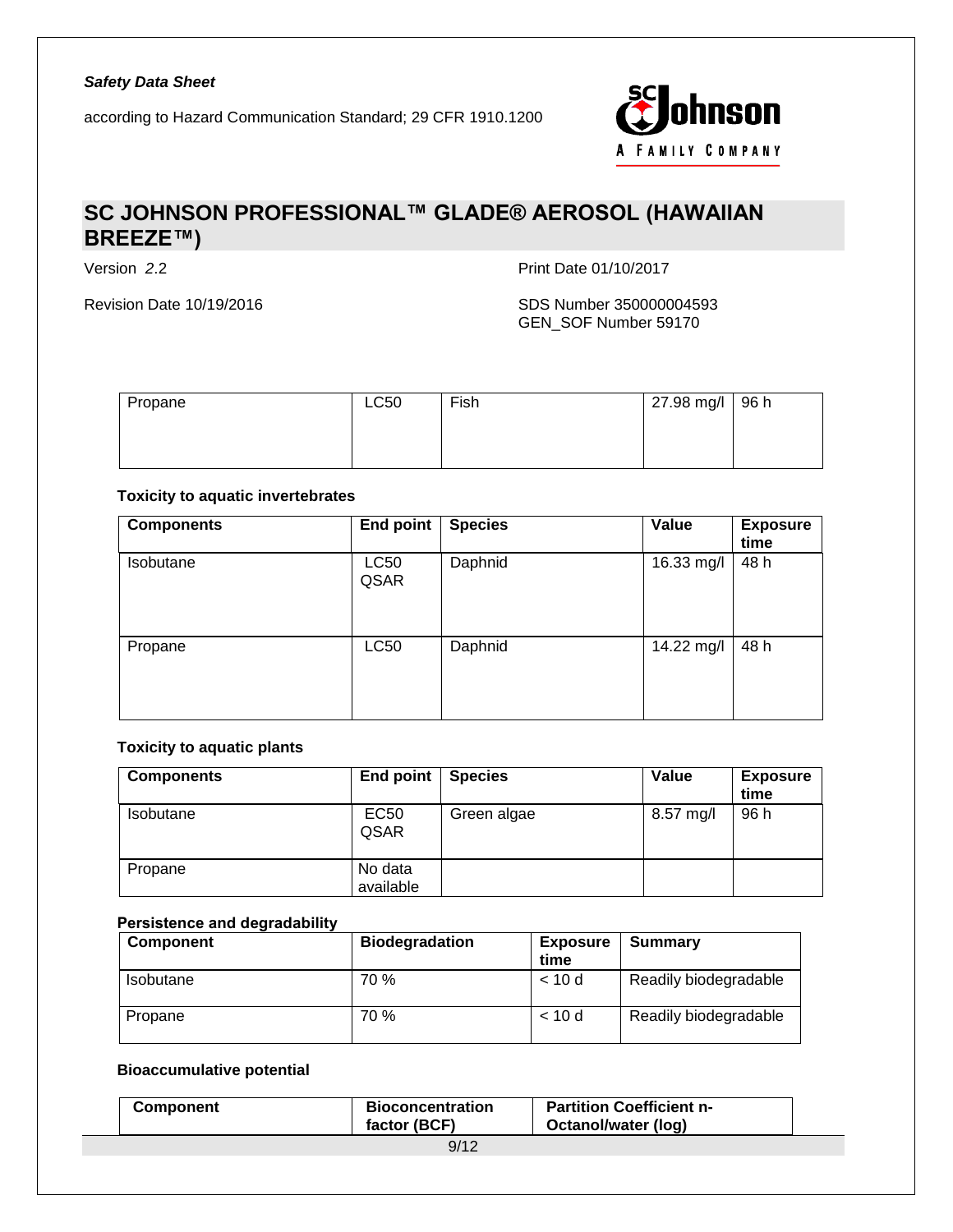| | | | | |
|---|---|---|---|---|
| Propane | LC50 | Fish | 27.98 mg/l | 96 h |

**Toxicity to aquatic invertebrates**

| Components | End point | Species | Value | Exposure time |
|---|---|---|---|---|
| Isobutane | LC50 QSAR | Daphnid | 16.33 mg/l | 48 h |
| Propane | LC50 | Daphnid | 14.22 mg/l | 48 h |

**Toxicity to aquatic plants**

| Components | End point | Species | Value | Exposure time |
|---|---|---|---|---|
| Isobutane | EC50 QSAR | Green algae | 8.57 mg/l | 96 h |
| Propane | No data available | | | |

**Persistence and degradability**

| Component | Biodegradation | Exposure time | Summary |
|---|---|---|---|
| Isobutane | 70 % | < 10 d | Readily biodegradable |
| Propane | 70 % | < 10 d | Readily biodegradable |

**Bioaccumulative potential**

| Component | Bioconcentration factor (BCF) | Partition Coefficient n-Octanol/water (log) |
|---|---|---|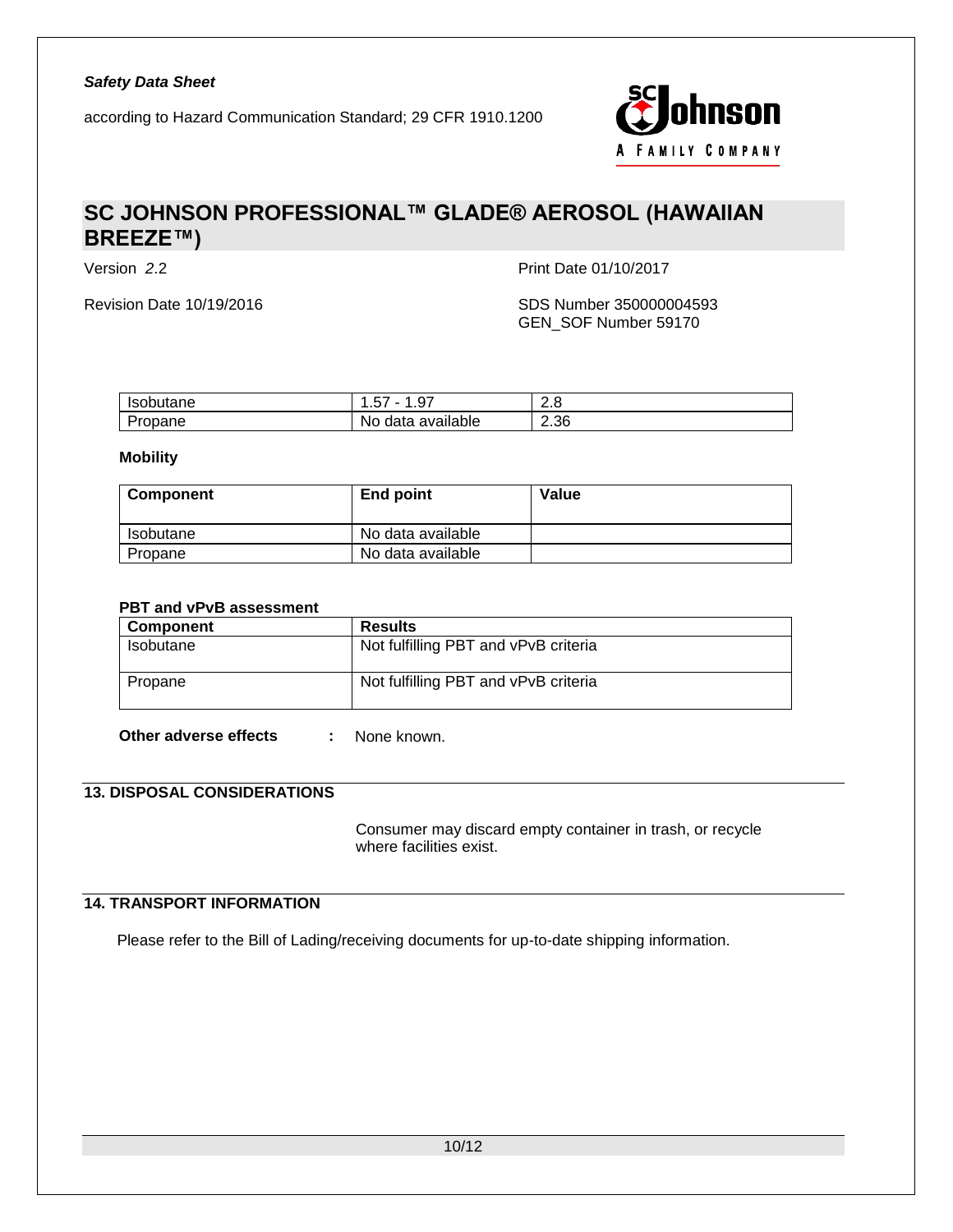| | | |
|---|---|---|
| Isobutane | 1.57 - 1.97 | 2.8 |
| Propane | No data available | 2.36 |

**Mobility**

| Component | End point | Value |
|---|---|---|
| Isobutane | No data available | |
| Propane | No data available | |

**PBT and vPvB assessment**

| Component | Results |
|---|---|
| Isobutane | Not fulfilling PBT and vPvB criteria |
| Propane | Not fulfilling PBT and vPvB criteria |

**Other adverse effects** : None known.

## 13. DISPOSAL CONSIDERATIONS

Consumer may discard empty container in trash, or recycle where facilities exist.

## 14. TRANSPORT INFORMATION

Please refer to the Bill of Lading/receiving documents for up-to-date shipping information.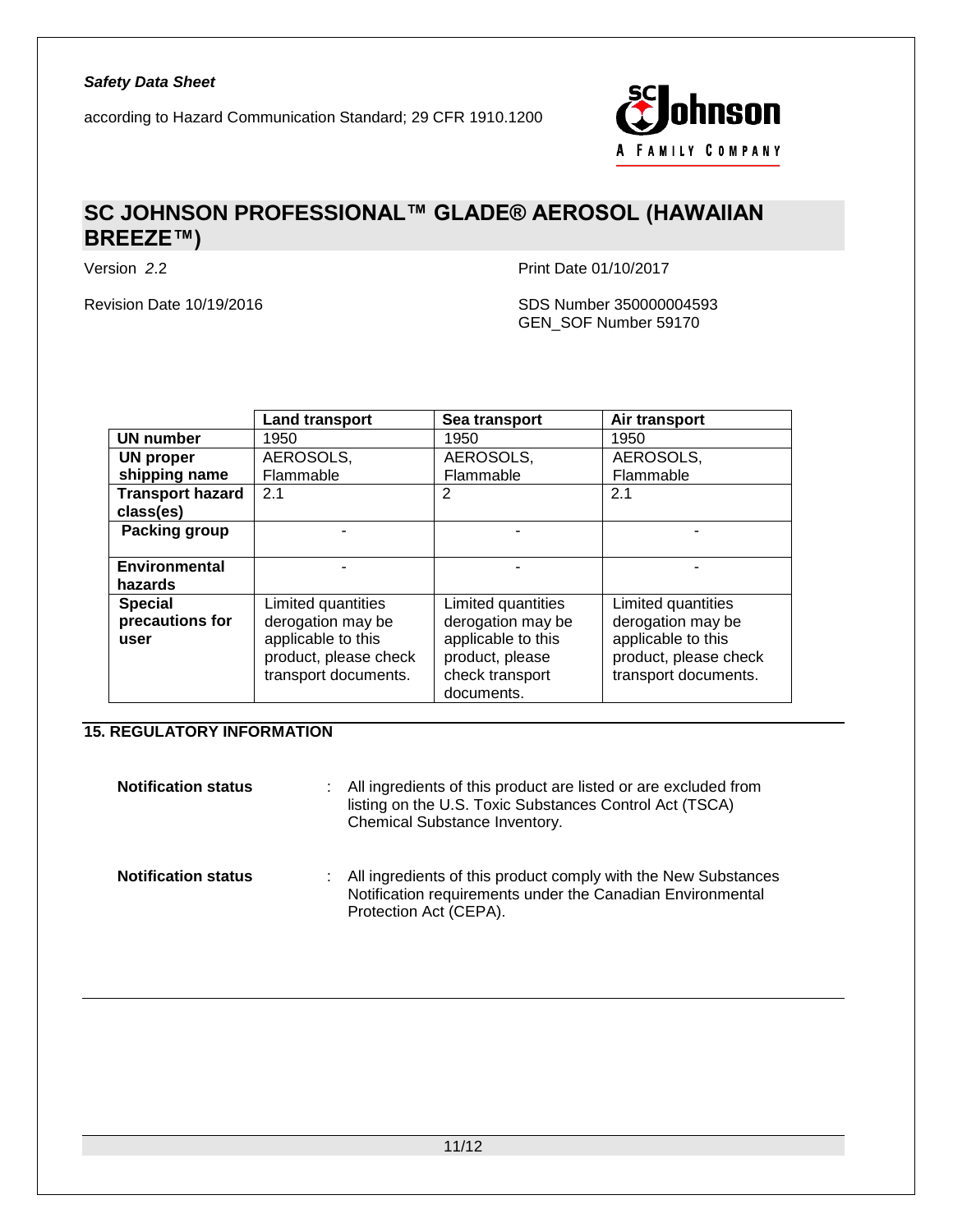| | Land transport | Sea transport | Air transport |
|---|---|---|---|
| **UN number** | 1950 | 1950 | 1950 |
| **UN proper shipping name** | AEROSOLS, Flammable | AEROSOLS, Flammable | AEROSOLS, Flammable |
| **Transport hazard class(es)** | 2.1 | 2 | 2.1 |
| **Packing group** | - | - | - |
| **Environmental hazards** | - | - | - |
| **Special precautions for user** | Limited quantities derogation may be applicable to this product, please check transport documents. | Limited quantities derogation may be applicable to this product, please check transport documents. | Limited quantities derogation may be applicable to this product, please check transport documents. |

## 15. REGULATORY INFORMATION

**Notification status** : All ingredients of this product are listed or are excluded from listing on the U.S. Toxic Substances Control Act (TSCA) Chemical Substance Inventory.

**Notification status** : All ingredients of this product comply with the New Substances Notification requirements under the Canadian Environmental Protection Act (CEPA).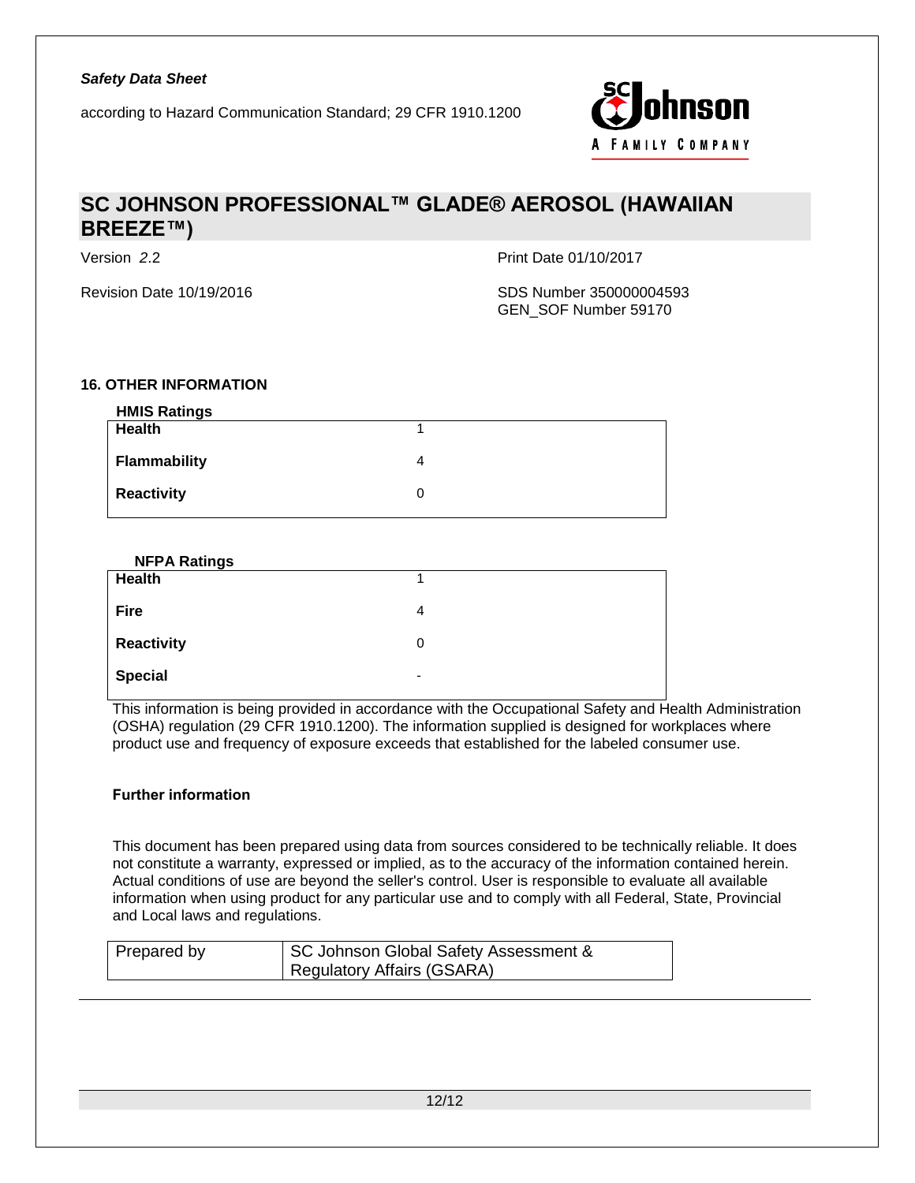*Safety Data Sheet*

according to Hazard Communication Standard; 29 CFR 1910.1200

# SC JOHNSON PROFESSIONAL™ GLADE® AEROSOL (HAWAIIAN BREEZE™)

Version *2.2*

Revision Date 10/19/2016

Print Date 01/10/2017

SDS Number 350000004593
GEN_SOF Number 59170

## 16. OTHER INFORMATION

**HMIS Ratings**

| | |
|---|---|
| **Health** | 1 |
| **Flammability** | 4 |
| **Reactivity** | 0 |

**NFPA Ratings**

| | |
|---|---|
| **Health** | 1 |
| **Fire** | 4 |
| **Reactivity** | 0 |
| **Special** | - |

This information is being provided in accordance with the Occupational Safety and Health Administration (OSHA) regulation (29 CFR 1910.1200). The information supplied is designed for workplaces where product use and frequency of exposure exceeds that established for the labeled consumer use.

**Further information**

This document has been prepared using data from sources considered to be technically reliable. It does not constitute a warranty, expressed or implied, as to the accuracy of the information contained herein. Actual conditions of use are beyond the seller's control. User is responsible to evaluate all available information when using product for any particular use and to comply with all Federal, State, Provincial and Local laws and regulations.

| | |
|---|---|
| Prepared by | SC Johnson Global Safety Assessment & Regulatory Affairs (GSARA) |